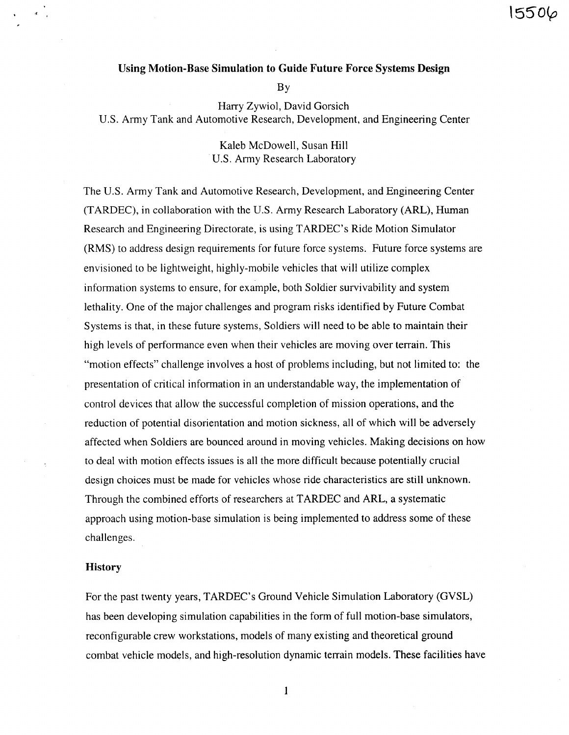15506

# Using Motion-Base Simulation to Guide Future Force Systems Design

By

Harry Zywiol, David Gorsich
U.S. Army Tank and Automotive Research, Development, and Engineering Center

Kaleb McDowell, Susan Hill
U.S. Army Research Laboratory

The U.S. Army Tank and Automotive Research, Development, and Engineering Center (TARDEC), in collaboration with the U.S. Army Research Laboratory (ARL), Human Research and Engineering Directorate, is using TARDEC's Ride Motion Simulator (RMS) to address design requirements for future force systems. Future force systems are envisioned to be lightweight, highly-mobile vehicles that will utilize complex information systems to ensure, for example, both Soldier survivability and system lethality. One of the major challenges and program risks identified by Future Combat Systems is that, in these future systems, Soldiers will need to be able to maintain their high levels of performance even when their vehicles are moving over terrain. This "motion effects" challenge involves a host of problems including, but not limited to: the presentation of critical information in an understandable way, the implementation of control devices that allow the successful completion of mission operations, and the reduction of potential disorientation and motion sickness, all of which will be adversely affected when Soldiers are bounced around in moving vehicles. Making decisions on how to deal with motion effects issues is all the more difficult because potentially crucial design choices must be made for vehicles whose ride characteristics are still unknown. Through the combined efforts of researchers at TARDEC and ARL, a systematic approach using motion-base simulation is being implemented to address some of these challenges.

## History

For the past twenty years, TARDEC's Ground Vehicle Simulation Laboratory (GVSL) has been developing simulation capabilities in the form of full motion-base simulators, reconfigurable crew workstations, models of many existing and theoretical ground combat vehicle models, and high-resolution dynamic terrain models. These facilities have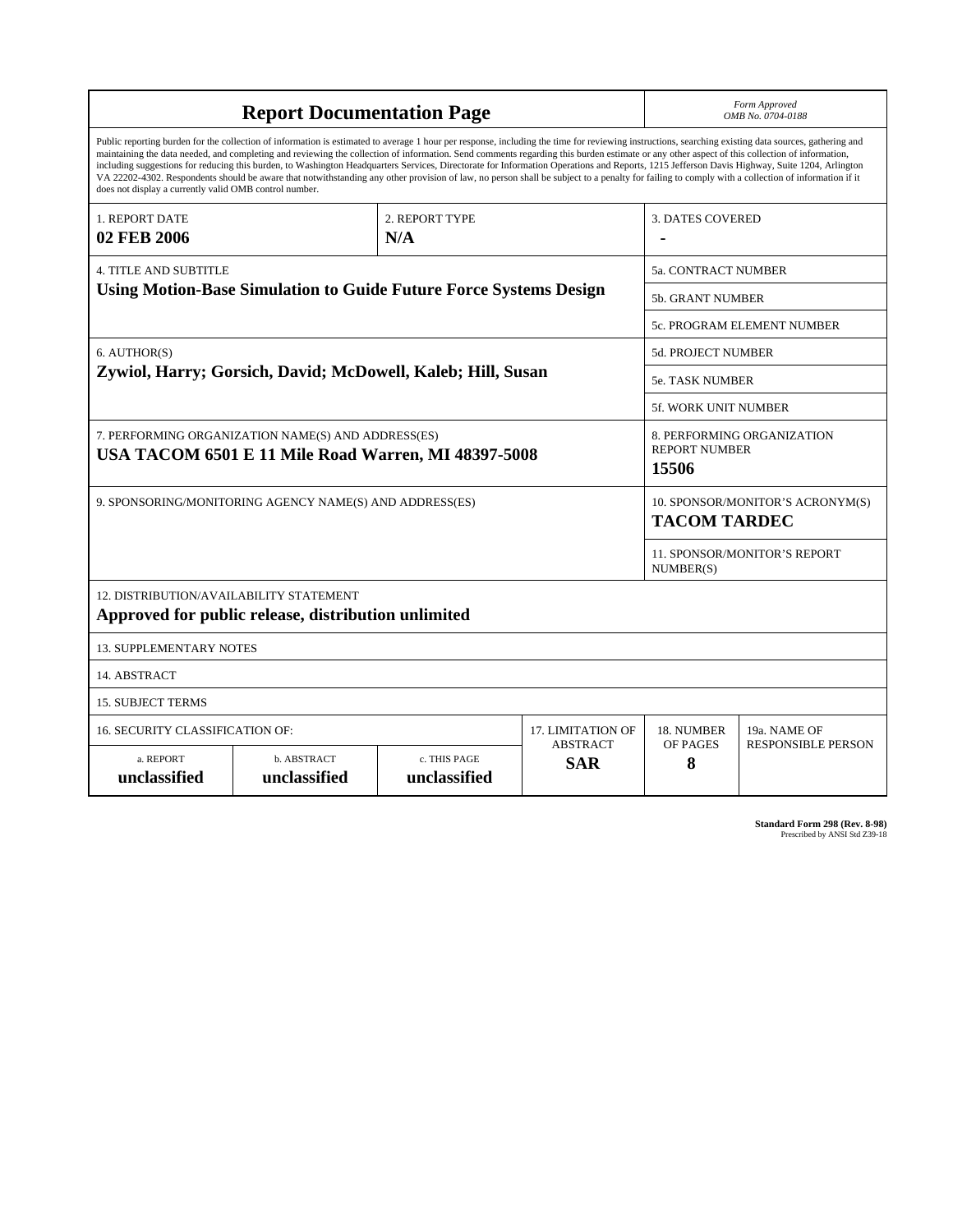# Report Documentation Page

*Form Approved*
*OMB No. 0704-0188*

Public reporting burden for the collection of information is estimated to average 1 hour per response, including the time for reviewing instructions, searching existing data sources, gathering and maintaining the data needed, and completing and reviewing the collection of information. Send comments regarding this burden estimate or any other aspect of this collection of information, including suggestions for reducing this burden, to Washington Headquarters Services, Directorate for Information Operations and Reports, 1215 Jefferson Davis Highway, Suite 1204, Arlington VA 22202-4302. Respondents should be aware that notwithstanding any other provision of law, no person shall be subject to a penalty for failing to comply with a collection of information if it does not display a currently valid OMB control number.

| 1. REPORT DATE | 2. REPORT TYPE | 3. DATES COVERED |
|---|---|---|
| **02 FEB 2006** | **N/A** | **-** |

| 4. TITLE AND SUBTITLE | |
|---|---|
| **Using Motion-Base Simulation to Guide Future Force Systems Design** | 5a. CONTRACT NUMBER |
| | 5b. GRANT NUMBER |
| | 5c. PROGRAM ELEMENT NUMBER |

| 6. AUTHOR(S) | |
|---|---|
| **Zywiol, Harry; Gorsich, David; McDowell, Kaleb; Hill, Susan** | 5d. PROJECT NUMBER |
| | 5e. TASK NUMBER |
| | 5f. WORK UNIT NUMBER |

| 7. PERFORMING ORGANIZATION NAME(S) AND ADDRESS(ES) | 8. PERFORMING ORGANIZATION REPORT NUMBER |
|---|---|
| **USA TACOM 6501 E 11 Mile Road Warren, MI 48397-5008** | **15506** |

| 9. SPONSORING/MONITORING AGENCY NAME(S) AND ADDRESS(ES) | 10. SPONSOR/MONITOR'S ACRONYM(S) |
|---|---|
| | **TACOM TARDEC** |
| | 11. SPONSOR/MONITOR'S REPORT NUMBER(S) |

12. DISTRIBUTION/AVAILABILITY STATEMENT
**Approved for public release, distribution unlimited**

13. SUPPLEMENTARY NOTES

14. ABSTRACT

15. SUBJECT TERMS

| 16. SECURITY CLASSIFICATION OF: | | | 17. LIMITATION OF ABSTRACT | 18. NUMBER OF PAGES | 19a. NAME OF RESPONSIBLE PERSON |
|---|---|---|---|---|---|
| a. REPORT | b. ABSTRACT | c. THIS PAGE | | | |
| **unclassified** | **unclassified** | **unclassified** | **SAR** | **8** | |

**Standard Form 298 (Rev. 8-98)**
Prescribed by ANSI Std Z39-18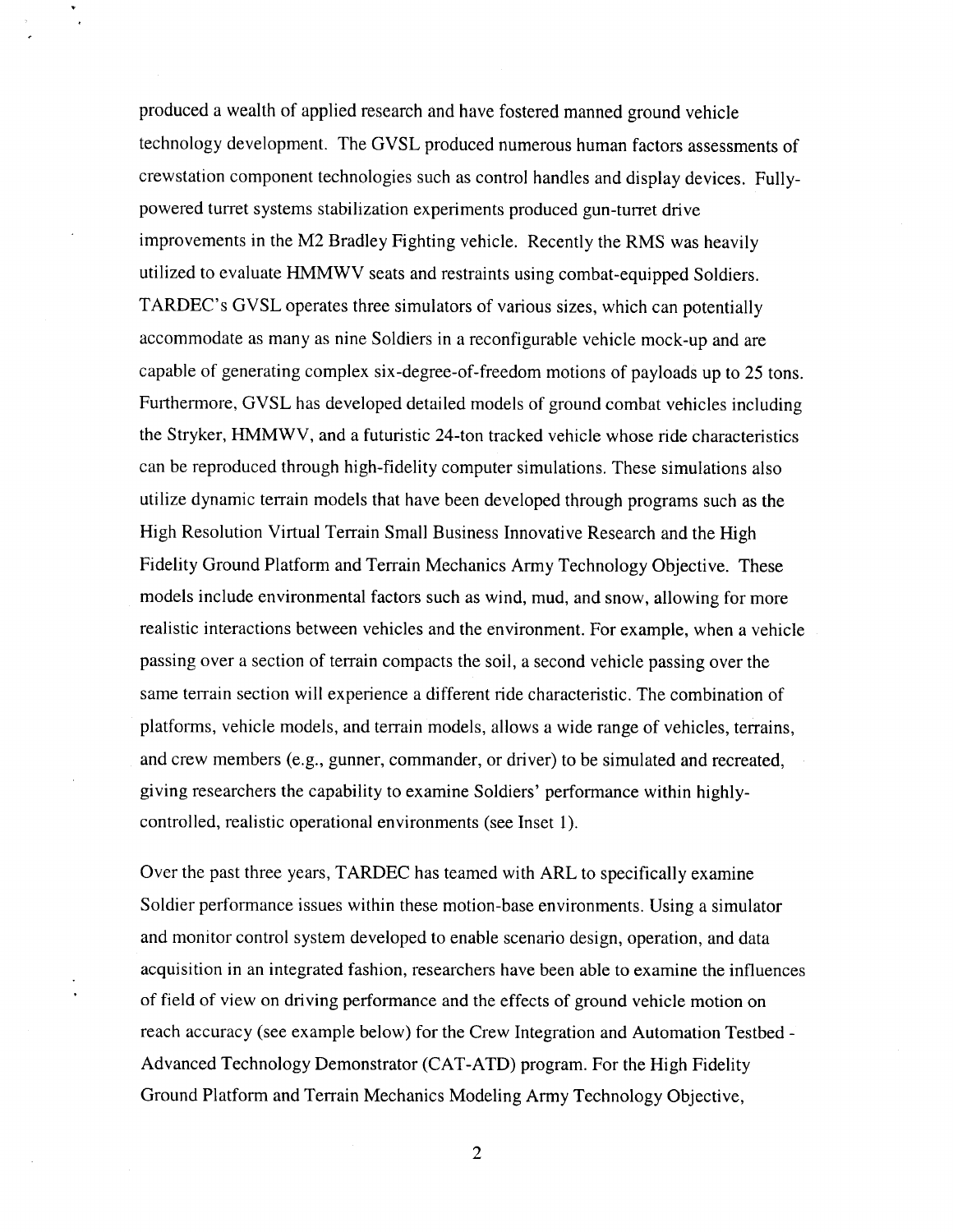produced a wealth of applied research and have fostered manned ground vehicle technology development. The GVSL produced numerous human factors assessments of crewstation component technologies such as control handles and display devices. Fully-powered turret systems stabilization experiments produced gun-turret drive improvements in the M2 Bradley Fighting vehicle. Recently the RMS was heavily utilized to evaluate HMMWV seats and restraints using combat-equipped Soldiers. TARDEC's GVSL operates three simulators of various sizes, which can potentially accommodate as many as nine Soldiers in a reconfigurable vehicle mock-up and are capable of generating complex six-degree-of-freedom motions of payloads up to 25 tons. Furthermore, GVSL has developed detailed models of ground combat vehicles including the Stryker, HMMWV, and a futuristic 24-ton tracked vehicle whose ride characteristics can be reproduced through high-fidelity computer simulations. These simulations also utilize dynamic terrain models that have been developed through programs such as the High Resolution Virtual Terrain Small Business Innovative Research and the High Fidelity Ground Platform and Terrain Mechanics Army Technology Objective. These models include environmental factors such as wind, mud, and snow, allowing for more realistic interactions between vehicles and the environment. For example, when a vehicle passing over a section of terrain compacts the soil, a second vehicle passing over the same terrain section will experience a different ride characteristic. The combination of platforms, vehicle models, and terrain models, allows a wide range of vehicles, terrains, and crew members (e.g., gunner, commander, or driver) to be simulated and recreated, giving researchers the capability to examine Soldiers' performance within highly-controlled, realistic operational environments (see Inset 1).

Over the past three years, TARDEC has teamed with ARL to specifically examine Soldier performance issues within these motion-base environments. Using a simulator and monitor control system developed to enable scenario design, operation, and data acquisition in an integrated fashion, researchers have been able to examine the influences of field of view on driving performance and the effects of ground vehicle motion on reach accuracy (see example below) for the Crew Integration and Automation Testbed - Advanced Technology Demonstrator (CAT-ATD) program. For the High Fidelity Ground Platform and Terrain Mechanics Modeling Army Technology Objective,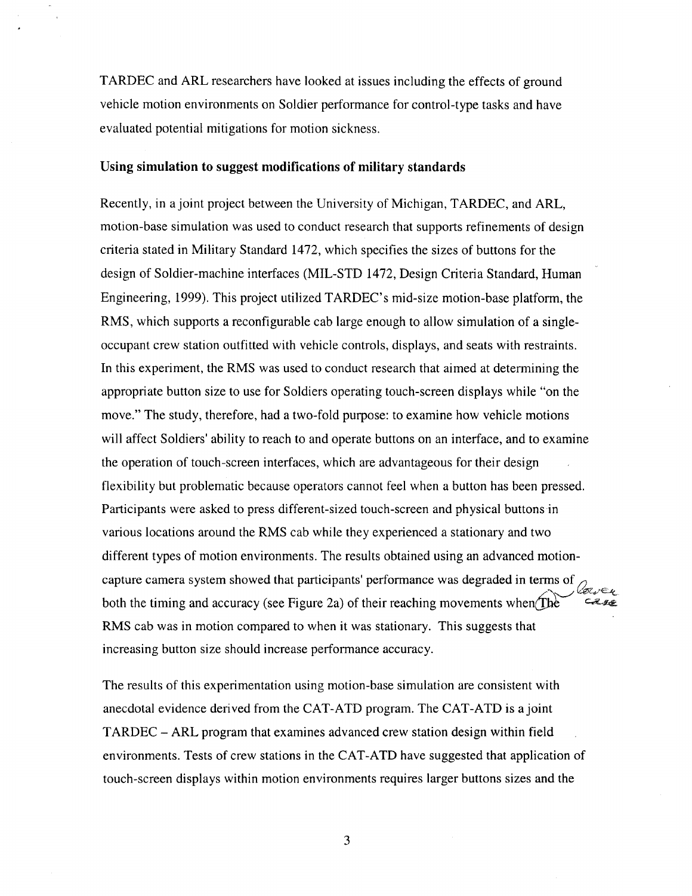TARDEC and ARL researchers have looked at issues including the effects of ground vehicle motion environments on Soldier performance for control-type tasks and have evaluated potential mitigations for motion sickness.

**Using simulation to suggest modifications of military standards**

Recently, in a joint project between the University of Michigan, TARDEC, and ARL, motion-base simulation was used to conduct research that supports refinements of design criteria stated in Military Standard 1472, which specifies the sizes of buttons for the design of Soldier-machine interfaces (MIL-STD 1472, Design Criteria Standard, Human Engineering, 1999). This project utilized TARDEC's mid-size motion-base platform, the RMS, which supports a reconfigurable cab large enough to allow simulation of a single-occupant crew station outfitted with vehicle controls, displays, and seats with restraints. In this experiment, the RMS was used to conduct research that aimed at determining the appropriate button size to use for Soldiers operating touch-screen displays while "on the move." The study, therefore, had a two-fold purpose: to examine how vehicle motions will affect Soldiers' ability to reach to and operate buttons on an interface, and to examine the operation of touch-screen interfaces, which are advantageous for their design flexibility but problematic because operators cannot feel when a button has been pressed. Participants were asked to press different-sized touch-screen and physical buttons in various locations around the RMS cab while they experienced a stationary and two different types of motion environments. The results obtained using an advanced motion-capture camera system showed that participants' performance was degraded in terms of both the timing and accuracy (see Figure 2a) of their reaching movements when The RMS cab was in motion compared to when it was stationary. This suggests that increasing button size should increase performance accuracy.

The results of this experimentation using motion-base simulation are consistent with anecdotal evidence derived from the CAT-ATD program. The CAT-ATD is a joint TARDEC – ARL program that examines advanced crew station design within field environments. Tests of crew stations in the CAT-ATD have suggested that application of touch-screen displays within motion environments requires larger buttons sizes and the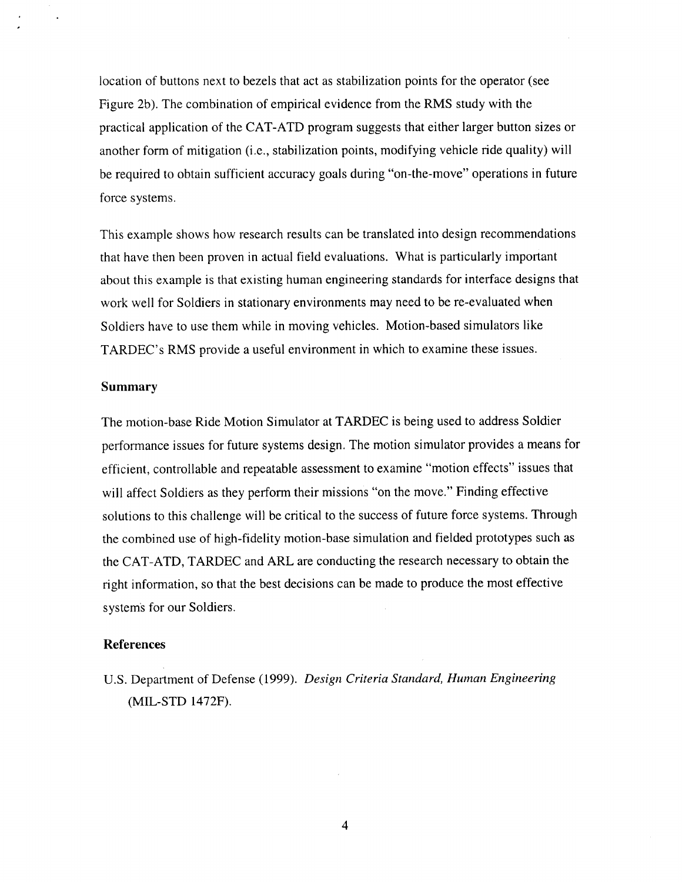location of buttons next to bezels that act as stabilization points for the operator (see Figure 2b). The combination of empirical evidence from the RMS study with the practical application of the CAT-ATD program suggests that either larger button sizes or another form of mitigation (i.e., stabilization points, modifying vehicle ride quality) will be required to obtain sufficient accuracy goals during "on-the-move" operations in future force systems.

This example shows how research results can be translated into design recommendations that have then been proven in actual field evaluations. What is particularly important about this example is that existing human engineering standards for interface designs that work well for Soldiers in stationary environments may need to be re-evaluated when Soldiers have to use them while in moving vehicles. Motion-based simulators like TARDEC's RMS provide a useful environment in which to examine these issues.

### Summary

The motion-base Ride Motion Simulator at TARDEC is being used to address Soldier performance issues for future systems design. The motion simulator provides a means for efficient, controllable and repeatable assessment to examine "motion effects" issues that will affect Soldiers as they perform their missions "on the move." Finding effective solutions to this challenge will be critical to the success of future force systems. Through the combined use of high-fidelity motion-base simulation and fielded prototypes such as the CAT-ATD, TARDEC and ARL are conducting the research necessary to obtain the right information, so that the best decisions can be made to produce the most effective systems for our Soldiers.

### References

U.S. Department of Defense (1999). *Design Criteria Standard, Human Engineering* (MIL-STD 1472F).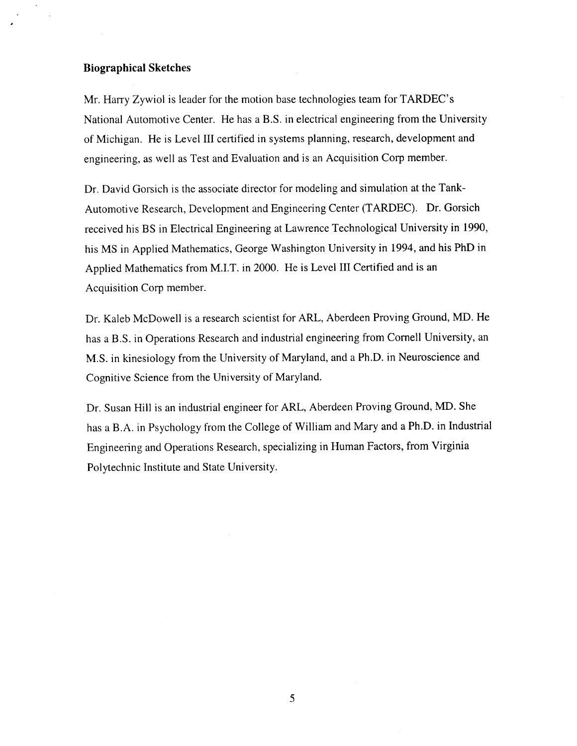### Biographical Sketches

Mr. Harry Zywiol is leader for the motion base technologies team for TARDEC's National Automotive Center. He has a B.S. in electrical engineering from the University of Michigan. He is Level III certified in systems planning, research, development and engineering, as well as Test and Evaluation and is an Acquisition Corp member.

Dr. David Gorsich is the associate director for modeling and simulation at the Tank-Automotive Research, Development and Engineering Center (TARDEC). Dr. Gorsich received his BS in Electrical Engineering at Lawrence Technological University in 1990, his MS in Applied Mathematics, George Washington University in 1994, and his PhD in Applied Mathematics from M.I.T. in 2000. He is Level III Certified and is an Acquisition Corp member.

Dr. Kaleb McDowell is a research scientist for ARL, Aberdeen Proving Ground, MD. He has a B.S. in Operations Research and industrial engineering from Cornell University, an M.S. in kinesiology from the University of Maryland, and a Ph.D. in Neuroscience and Cognitive Science from the University of Maryland.

Dr. Susan Hill is an industrial engineer for ARL, Aberdeen Proving Ground, MD. She has a B.A. in Psychology from the College of William and Mary and a Ph.D. in Industrial Engineering and Operations Research, specializing in Human Factors, from Virginia Polytechnic Institute and State University.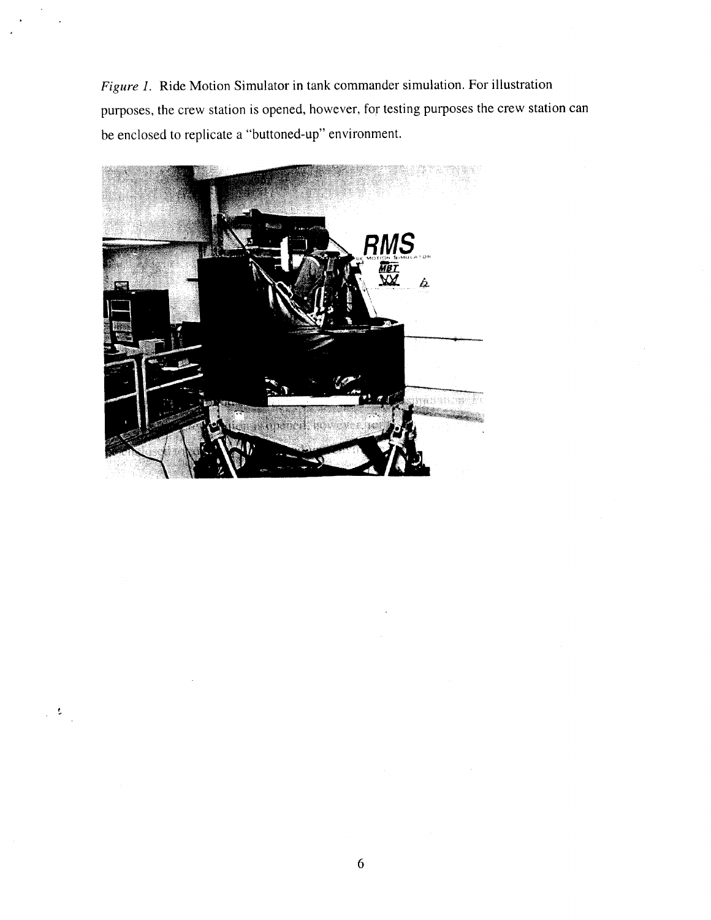*Figure 1.* Ride Motion Simulator in tank commander simulation. For illustration purposes, the crew station is opened, however, for testing purposes the crew station can be enclosed to replicate a "buttoned-up" environment.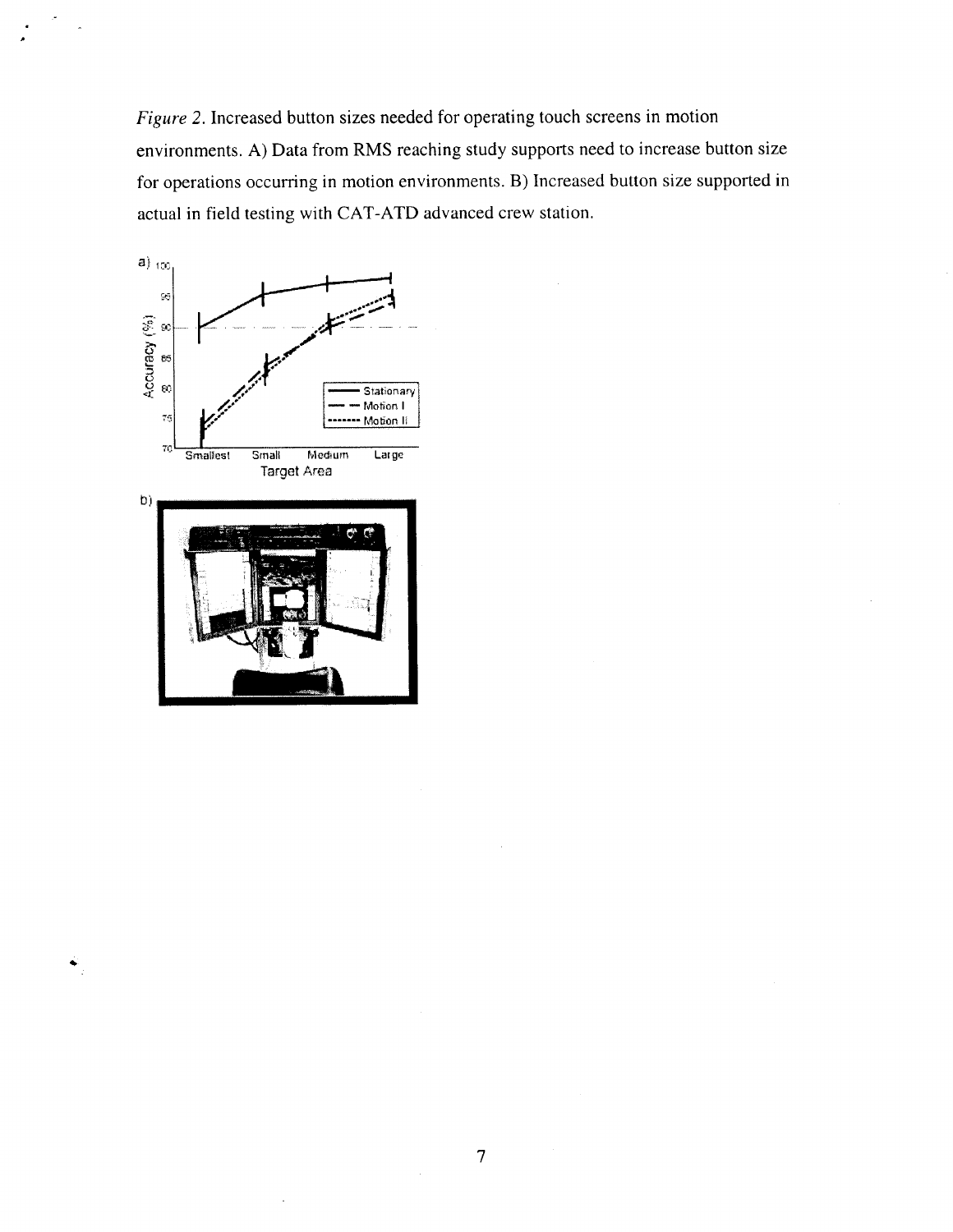*Figure 2.* Increased button sizes needed for operating touch screens in motion environments. A) Data from RMS reaching study supports need to increase button size for operations occurring in motion environments. B) Increased button size supported in actual in field testing with CAT-ATD advanced crew station.

a)

b)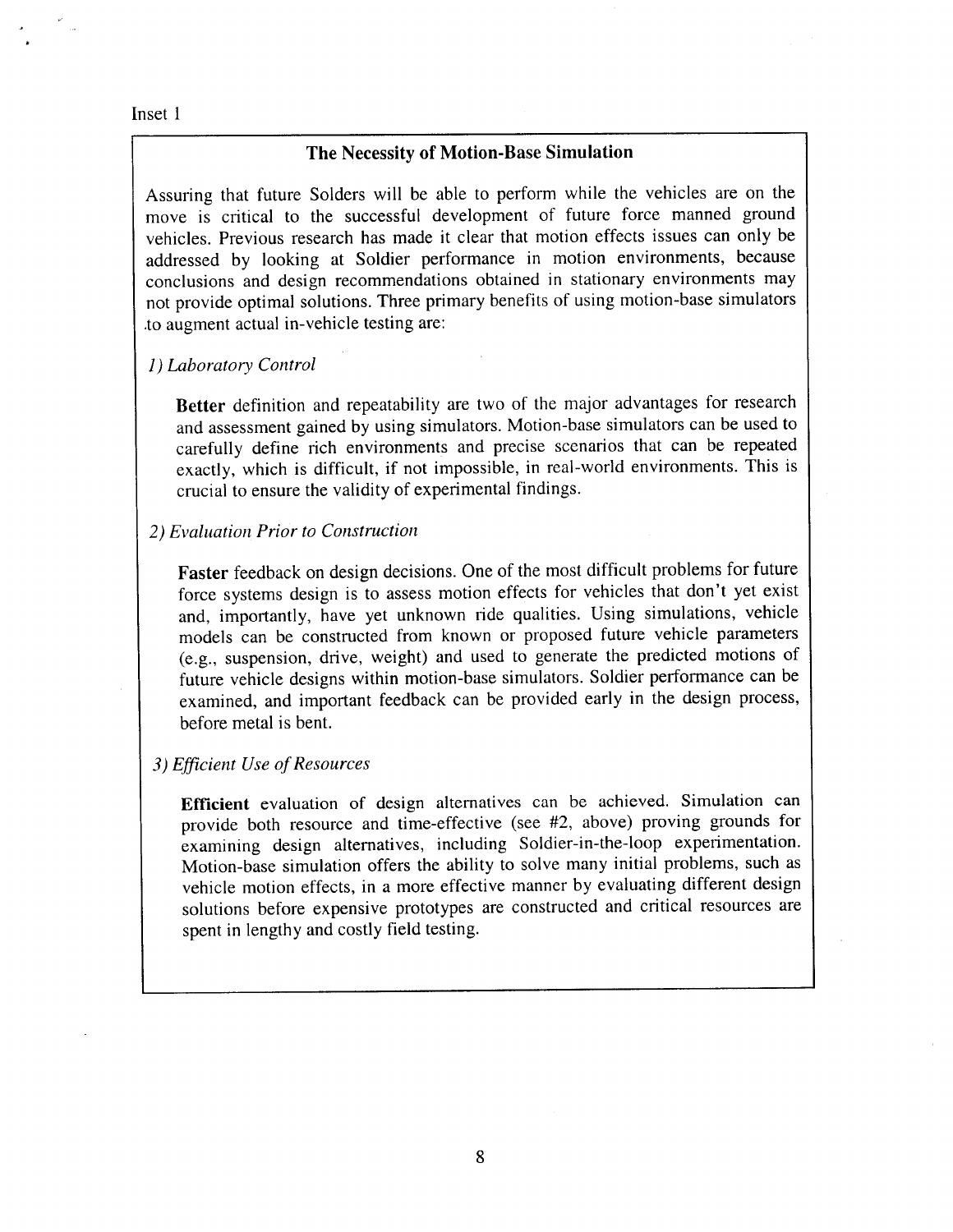Inset 1

## The Necessity of Motion-Base Simulation

Assuring that future Solders will be able to perform while the vehicles are on the move is critical to the successful development of future force manned ground vehicles. Previous research has made it clear that motion effects issues can only be addressed by looking at Soldier performance in motion environments, because conclusions and design recommendations obtained in stationary environments may not provide optimal solutions. Three primary benefits of using motion-base simulators .to augment actual in-vehicle testing are:

*1) Laboratory Control*

**Better** definition and repeatability are two of the major advantages for research and assessment gained by using simulators. Motion-base simulators can be used to carefully define rich environments and precise scenarios that can be repeated exactly, which is difficult, if not impossible, in real-world environments. This is crucial to ensure the validity of experimental findings.

*2) Evaluation Prior to Construction*

**Faster** feedback on design decisions. One of the most difficult problems for future force systems design is to assess motion effects for vehicles that don't yet exist and, importantly, have yet unknown ride qualities. Using simulations, vehicle models can be constructed from known or proposed future vehicle parameters (e.g., suspension, drive, weight) and used to generate the predicted motions of future vehicle designs within motion-base simulators. Soldier performance can be examined, and important feedback can be provided early in the design process, before metal is bent.

*3) Efficient Use of Resources*

**Efficient** evaluation of design alternatives can be achieved. Simulation can provide both resource and time-effective (see #2, above) proving grounds for examining design alternatives, including Soldier-in-the-loop experimentation. Motion-base simulation offers the ability to solve many initial problems, such as vehicle motion effects, in a more effective manner by evaluating different design solutions before expensive prototypes are constructed and critical resources are spent in lengthy and costly field testing.